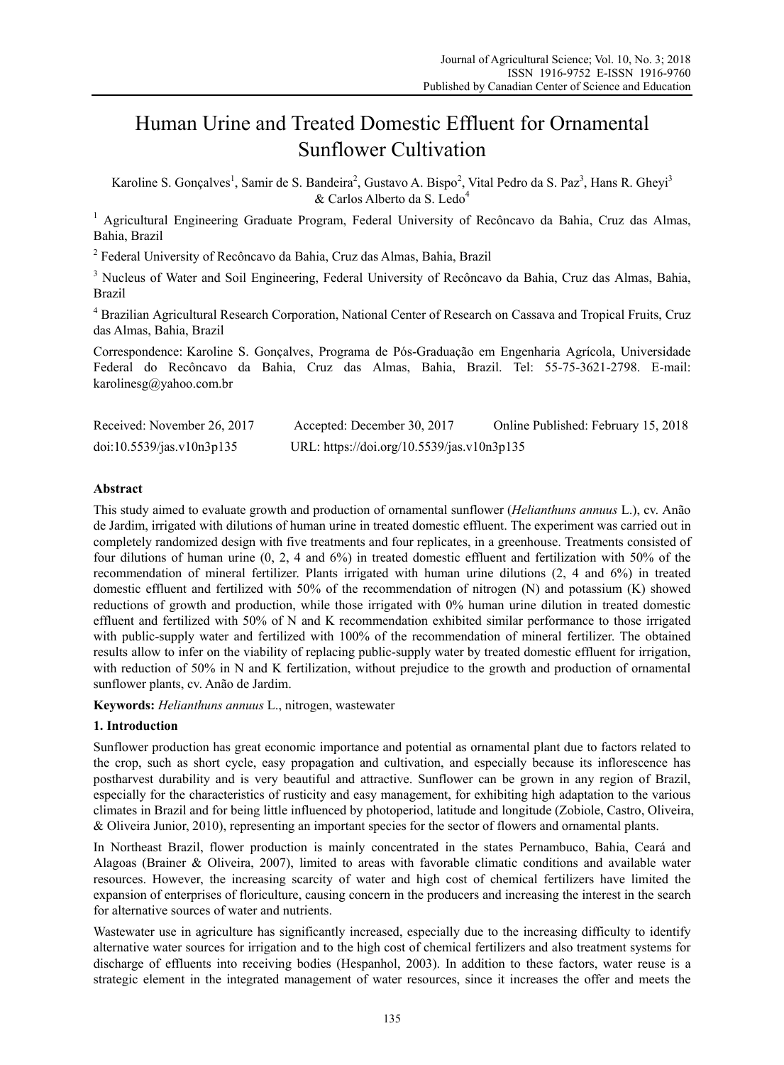# Human Urine and Treated Domestic Effluent for Ornamental Sunflower Cultivation

Karoline S. Gonçalves[1], Samir de S. Bandeira[2], Gustavo A. Bispo[2], Vital Pedro da S. Paz[3], Hans R. Gheyi[3] & Carlos Alberto da S. Ledo[4]

[1] Agricultural Engineering Graduate Program, Federal University of Recôncavo da Bahia, Cruz das Almas, Bahia, Brazil

[2] Federal University of Recôncavo da Bahia, Cruz das Almas, Bahia, Brazil

[3] Nucleus of Water and Soil Engineering, Federal University of Recôncavo da Bahia, Cruz das Almas, Bahia, Brazil

[4] Brazilian Agricultural Research Corporation, National Center of Research on Cassava and Tropical Fruits, Cruz das Almas, Bahia, Brazil

Correspondence: Karoline S. Gonçalves, Programa de Pós-Graduação em Engenharia Agrícola, Universidade Federal do Recôncavo da Bahia, Cruz das Almas, Bahia, Brazil. Tel: 55-75-3621-2798. E-mail: karolinesg@yahoo.com.br

Received: November 26, 2017 Accepted: December 30, 2017 Online Published: February 15, 2018

doi:10.5539/jas.v10n3p135 URL: https://doi.org/10.5539/jas.v10n3p135

## Abstract

This study aimed to evaluate growth and production of ornamental sunflower (*Helianthuns annuus* L.), cv. Anão de Jardim, irrigated with dilutions of human urine in treated domestic effluent. The experiment was carried out in completely randomized design with five treatments and four replicates, in a greenhouse. Treatments consisted of four dilutions of human urine (0, 2, 4 and 6%) in treated domestic effluent and fertilization with 50% of the recommendation of mineral fertilizer. Plants irrigated with human urine dilutions (2, 4 and 6%) in treated domestic effluent and fertilized with 50% of the recommendation of nitrogen (N) and potassium (K) showed reductions of growth and production, while those irrigated with 0% human urine dilution in treated domestic effluent and fertilized with 50% of N and K recommendation exhibited similar performance to those irrigated with public-supply water and fertilized with 100% of the recommendation of mineral fertilizer. The obtained results allow to infer on the viability of replacing public-supply water by treated domestic effluent for irrigation, with reduction of 50% in N and K fertilization, without prejudice to the growth and production of ornamental sunflower plants, cv. Anão de Jardim.

**Keywords:** *Helianthuns annuus* L., nitrogen, wastewater

## 1. Introduction

Sunflower production has great economic importance and potential as ornamental plant due to factors related to the crop, such as short cycle, easy propagation and cultivation, and especially because its inflorescence has postharvest durability and is very beautiful and attractive. Sunflower can be grown in any region of Brazil, especially for the characteristics of rusticity and easy management, for exhibiting high adaptation to the various climates in Brazil and for being little influenced by photoperiod, latitude and longitude (Zobiole, Castro, Oliveira, & Oliveira Junior, 2010), representing an important species for the sector of flowers and ornamental plants.

In Northeast Brazil, flower production is mainly concentrated in the states Pernambuco, Bahia, Ceará and Alagoas (Brainer & Oliveira, 2007), limited to areas with favorable climatic conditions and available water resources. However, the increasing scarcity of water and high cost of chemical fertilizers have limited the expansion of enterprises of floriculture, causing concern in the producers and increasing the interest in the search for alternative sources of water and nutrients.

Wastewater use in agriculture has significantly increased, especially due to the increasing difficulty to identify alternative water sources for irrigation and to the high cost of chemical fertilizers and also treatment systems for discharge of effluents into receiving bodies (Hespanhol, 2003). In addition to these factors, water reuse is a strategic element in the integrated management of water resources, since it increases the offer and meets the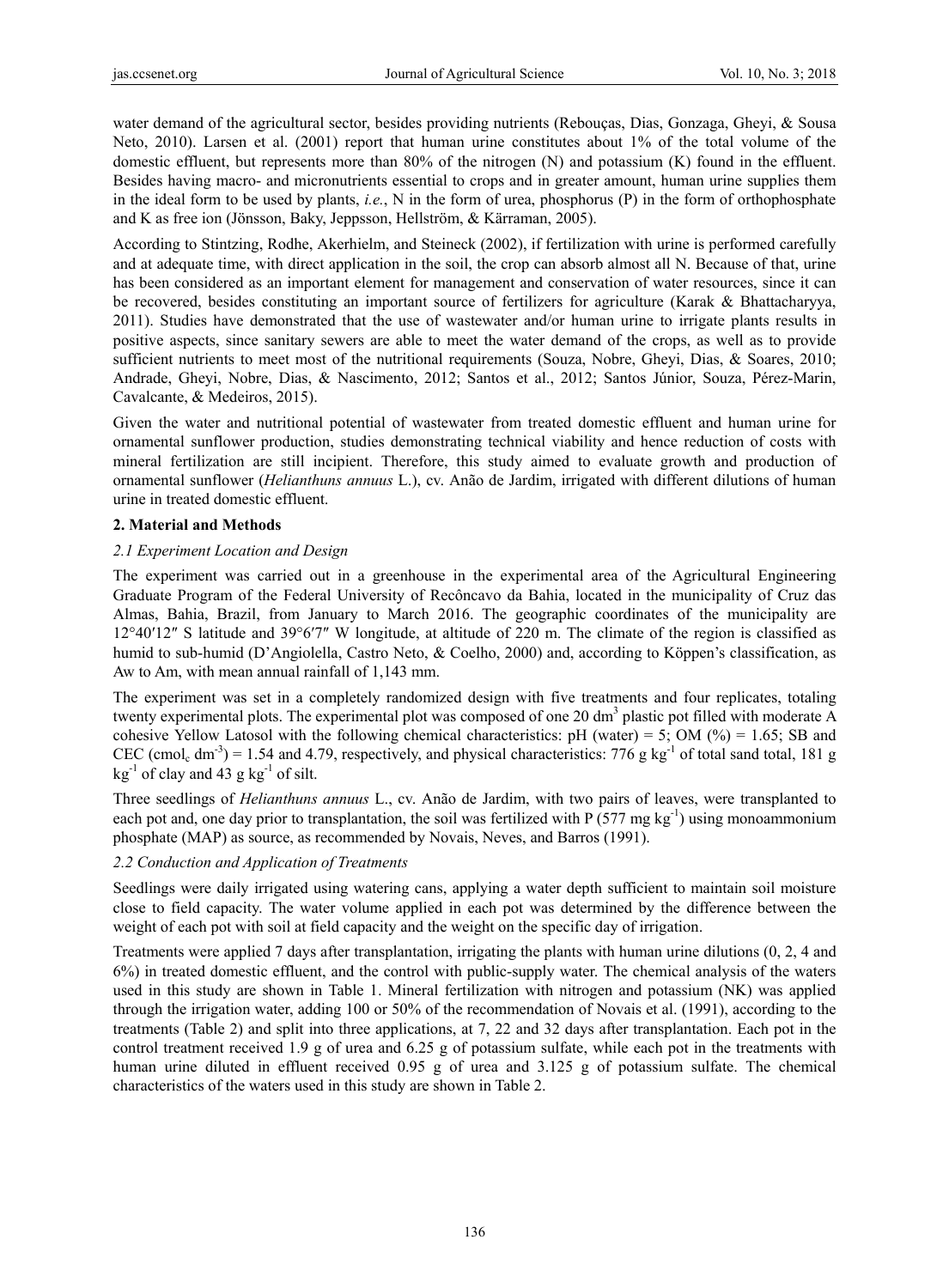water demand of the agricultural sector, besides providing nutrients (Rebouças, Dias, Gonzaga, Gheyi, & Sousa Neto, 2010). Larsen et al. (2001) report that human urine constitutes about 1% of the total volume of the domestic effluent, but represents more than 80% of the nitrogen (N) and potassium (K) found in the effluent. Besides having macro- and micronutrients essential to crops and in greater amount, human urine supplies them in the ideal form to be used by plants, *i.e.*, N in the form of urea, phosphorus (P) in the form of orthophosphate and K as free ion (Jönsson, Baky, Jeppsson, Hellström, & Kärraman, 2005).

According to Stintzing, Rodhe, Akerhielm, and Steineck (2002), if fertilization with urine is performed carefully and at adequate time, with direct application in the soil, the crop can absorb almost all N. Because of that, urine has been considered as an important element for management and conservation of water resources, since it can be recovered, besides constituting an important source of fertilizers for agriculture (Karak & Bhattacharyya, 2011). Studies have demonstrated that the use of wastewater and/or human urine to irrigate plants results in positive aspects, since sanitary sewers are able to meet the water demand of the crops, as well as to provide sufficient nutrients to meet most of the nutritional requirements (Souza, Nobre, Gheyi, Dias, & Soares, 2010; Andrade, Gheyi, Nobre, Dias, & Nascimento, 2012; Santos et al., 2012; Santos Júnior, Souza, Pérez-Marin, Cavalcante, & Medeiros, 2015).

Given the water and nutritional potential of wastewater from treated domestic effluent and human urine for ornamental sunflower production, studies demonstrating technical viability and hence reduction of costs with mineral fertilization are still incipient. Therefore, this study aimed to evaluate growth and production of ornamental sunflower (*Helianthuns annuus* L.), cv. Anão de Jardim, irrigated with different dilutions of human urine in treated domestic effluent.

## 2. Material and Methods

### *2.1 Experiment Location and Design*

The experiment was carried out in a greenhouse in the experimental area of the Agricultural Engineering Graduate Program of the Federal University of Recôncavo da Bahia, located in the municipality of Cruz das Almas, Bahia, Brazil, from January to March 2016. The geographic coordinates of the municipality are 12°40′12″ S latitude and 39°6′7″ W longitude, at altitude of 220 m. The climate of the region is classified as humid to sub-humid (D'Angiolella, Castro Neto, & Coelho, 2000) and, according to Köppen's classification, as Aw to Am, with mean annual rainfall of 1,143 mm.

The experiment was set in a completely randomized design with five treatments and four replicates, totaling twenty experimental plots. The experimental plot was composed of one 20 $dm^3$ plastic pot filled with moderate A cohesive Yellow Latosol with the following chemical characteristics: pH (water) = 5; OM (%) = 1.65; SB and CEC ($cmol_c$ $dm^{-3}$) = 1.54 and 4.79, respectively, and physical characteristics: 776 g $kg^{-1}$ of total sand total, 181 g $kg^{-1}$ of clay and 43 g $kg^{-1}$ of silt.

Three seedlings of *Helianthuns annuus* L., cv. Anão de Jardim, with two pairs of leaves, were transplanted to each pot and, one day prior to transplantation, the soil was fertilized with P (577 mg $kg^{-1}$) using monoammonium phosphate (MAP) as source, as recommended by Novais, Neves, and Barros (1991).

### *2.2 Conduction and Application of Treatments*

Seedlings were daily irrigated using watering cans, applying a water depth sufficient to maintain soil moisture close to field capacity. The water volume applied in each pot was determined by the difference between the weight of each pot with soil at field capacity and the weight on the specific day of irrigation.

Treatments were applied 7 days after transplantation, irrigating the plants with human urine dilutions (0, 2, 4 and 6%) in treated domestic effluent, and the control with public-supply water. The chemical analysis of the waters used in this study are shown in Table 1. Mineral fertilization with nitrogen and potassium (NK) was applied through the irrigation water, adding 100 or 50% of the recommendation of Novais et al. (1991), according to the treatments (Table 2) and split into three applications, at 7, 22 and 32 days after transplantation. Each pot in the control treatment received 1.9 g of urea and 6.25 g of potassium sulfate, while each pot in the treatments with human urine diluted in effluent received 0.95 g of urea and 3.125 g of potassium sulfate. The chemical characteristics of the waters used in this study are shown in Table 2.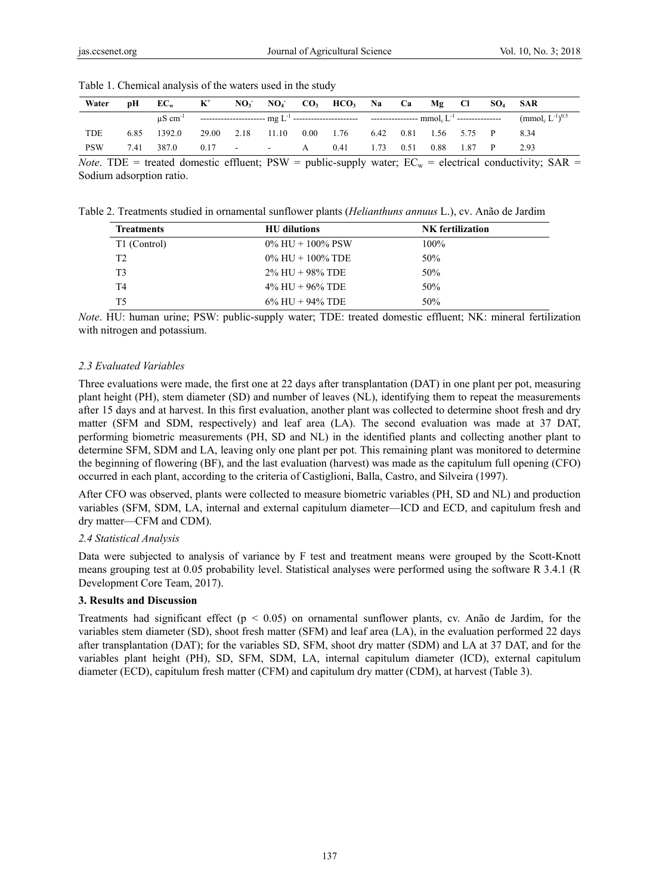Table 1. Chemical analysis of the waters used in the study

| Water | pH | $EC_w$ | $K^+$ | $NO_3^-$ | $NO_4^-$ | $CO_3$ | $HCO_3$ | Na | Ca | Mg | Cl | $SO_4$ | SAR |
|---|---|---|---|---|---|---|---|---|---|---|---|---|---|
| | | $\mu S\ cm^{-1}$ | ---------------------- $mg\ L^{-1}$ | | | | ---------------------- | ---------------- $mmol_c\ L^{-1}$ | | | | --------------- | $(mmol_c\ L^{-1})^{0.5}$ |
| TDE | 6.85 | 1392.0 | 29.00 | 2.18 | 11.10 | 0.00 | 1.76 | 6.42 | 0.81 | 1.56 | 5.75 | P | 8.34 |
| PSW | 7.41 | 387.0 | 0.17 | - | - | A | 0.41 | 1.73 | 0.51 | 0.88 | 1.87 | P | 2.93 |

*Note*. TDE = treated domestic effluent; PSW = public-supply water; $EC_w$ = electrical conductivity; SAR = Sodium adsorption ratio.

Table 2. Treatments studied in ornamental sunflower plants (*Helianthuns annuus* L.), cv. Anão de Jardim

| Treatments | HU dilutions | NK fertilization |
|---|---|---|
| T1 (Control) | 0% HU + 100% PSW | 100% |
| T2 | 0% HU + 100% TDE | 50% |
| T3 | 2% HU + 98% TDE | 50% |
| T4 | 4% HU + 96% TDE | 50% |
| T5 | 6% HU + 94% TDE | 50% |

*Note*. HU: human urine; PSW: public-supply water; TDE: treated domestic effluent; NK: mineral fertilization with nitrogen and potassium.

### *2.3 Evaluated Variables*

Three evaluations were made, the first one at 22 days after transplantation (DAT) in one plant per pot, measuring plant height (PH), stem diameter (SD) and number of leaves (NL), identifying them to repeat the measurements after 15 days and at harvest. In this first evaluation, another plant was collected to determine shoot fresh and dry matter (SFM and SDM, respectively) and leaf area (LA). The second evaluation was made at 37 DAT, performing biometric measurements (PH, SD and NL) in the identified plants and collecting another plant to determine SFM, SDM and LA, leaving only one plant per pot. This remaining plant was monitored to determine the beginning of flowering (BF), and the last evaluation (harvest) was made as the capitulum full opening (CFO) occurred in each plant, according to the criteria of Castiglioni, Balla, Castro, and Silveira (1997).

After CFO was observed, plants were collected to measure biometric variables (PH, SD and NL) and production variables (SFM, SDM, LA, internal and external capitulum diameter—ICD and ECD, and capitulum fresh and dry matter—CFM and CDM).

### *2.4 Statistical Analysis*

Data were subjected to analysis of variance by F test and treatment means were grouped by the Scott-Knott means grouping test at 0.05 probability level. Statistical analyses were performed using the software R 3.4.1 (R Development Core Team, 2017).

## **3. Results and Discussion**

Treatments had significant effect ($p < 0.05$) on ornamental sunflower plants, cv. Anão de Jardim, for the variables stem diameter (SD), shoot fresh matter (SFM) and leaf area (LA), in the evaluation performed 22 days after transplantation (DAT); for the variables SD, SFM, shoot dry matter (SDM) and LA at 37 DAT, and for the variables plant height (PH), SD, SFM, SDM, LA, internal capitulum diameter (ICD), external capitulum diameter (ECD), capitulum fresh matter (CFM) and capitulum dry matter (CDM), at harvest (Table 3).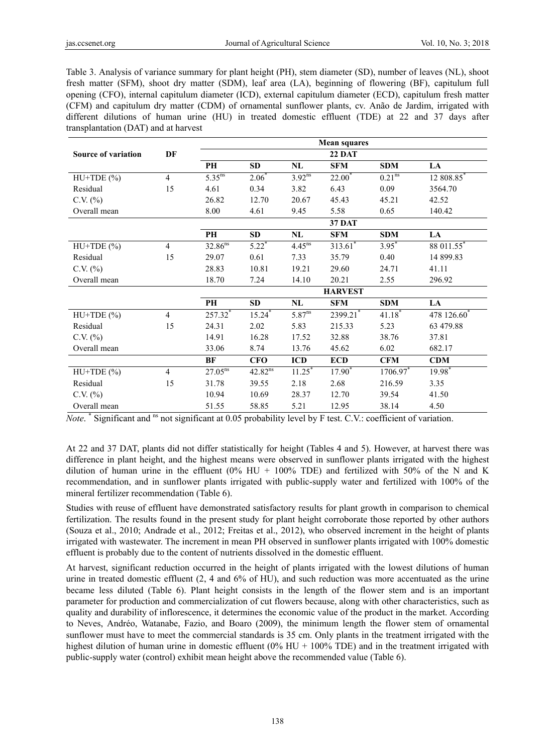Table 3. Analysis of variance summary for plant height (PH), stem diameter (SD), number of leaves (NL), shoot fresh matter (SFM), shoot dry matter (SDM), leaf area (LA), beginning of flowering (BF), capitulum full opening (CFO), internal capitulum diameter (ICD), external capitulum diameter (ECD), capitulum fresh matter (CFM) and capitulum dry matter (CDM) of ornamental sunflower plants, cv. Anão de Jardim, irrigated with different dilutions of human urine (HU) in treated domestic effluent (TDE) at 22 and 37 days after transplantation (DAT) and at harvest

| Source of variation | DF | Mean squares | | | | | |
|---|---|---|---|---|---|---|---|
| | | 22 DAT | | | | | |
| | | PH | SD | NL | SFM | SDM | LA |
| HU+TDE (%) | 4 | $5.35^{ns}$ | $2.06^{*}$ | $3.92^{ns}$ | $22.00^{*}$ | $0.21^{ns}$ | $12\ 808.85^{*}$ |
| Residual | 15 | 4.61 | 0.34 | 3.82 | 6.43 | 0.09 | 3564.70 |
| C.V. (%) | | 26.82 | 12.70 | 20.67 | 45.43 | 45.21 | 42.52 |
| Overall mean | | 8.00 | 4.61 | 9.45 | 5.58 | 0.65 | 140.42 |
| | | 37 DAT | | | | | |
| | | PH | SD | NL | SFM | SDM | LA |
| HU+TDE (%) | 4 | $32.86^{ns}$ | $5.22^{*}$ | $4.45^{ns}$ | $313.61^{*}$ | $3.95^{*}$ | $88\ 011.55^{*}$ |
| Residual | 15 | 29.07 | 0.61 | 7.33 | 35.79 | 0.40 | 14 899.83 |
| C.V. (%) | | 28.83 | 10.81 | 19.21 | 29.60 | 24.71 | 41.11 |
| Overall mean | | 18.70 | 7.24 | 14.10 | 20.21 | 2.55 | 296.92 |
| | | HARVEST | | | | | |
| | | PH | SD | NL | SFM | SDM | LA |
| HU+TDE (%) | 4 | $257.32^{*}$ | $15.24^{*}$ | $5.87^{ns}$ | $2399.21^{*}$ | $41.18^{*}$ | $478\ 126.60^{*}$ |
| Residual | 15 | 24.31 | 2.02 | 5.83 | 215.33 | 5.23 | 63 479.88 |
| C.V. (%) | | 14.91 | 16.28 | 17.52 | 32.88 | 38.76 | 37.81 |
| Overall mean | | 33.06 | 8.74 | 13.76 | 45.62 | 6.02 | 682.17 |
| | | BF | CFO | ICD | ECD | CFM | CDM |
| HU+TDE (%) | 4 | $27.05^{ns}$ | $42.82^{ns}$ | $11.25^{*}$ | $17.90^{*}$ | $1706.97^{*}$ | $19.98^{*}$ |
| Residual | 15 | 31.78 | 39.55 | 2.18 | 2.68 | 216.59 | 3.35 |
| C.V. (%) | | 10.94 | 10.69 | 28.37 | 12.70 | 39.54 | 41.50 |
| Overall mean | | 51.55 | 58.85 | 5.21 | 12.95 | 38.14 | 4.50 |

*Note*. $^{*}$ Significant and $^{ns}$ not significant at 0.05 probability level by F test. C.V.: coefficient of variation.

At 22 and 37 DAT, plants did not differ statistically for height (Tables 4 and 5). However, at harvest there was difference in plant height, and the highest means were observed in sunflower plants irrigated with the highest dilution of human urine in the effluent (0% HU + 100% TDE) and fertilized with 50% of the N and K recommendation, and in sunflower plants irrigated with public-supply water and fertilized with 100% of the mineral fertilizer recommendation (Table 6).

Studies with reuse of effluent have demonstrated satisfactory results for plant growth in comparison to chemical fertilization. The results found in the present study for plant height corroborate those reported by other authors (Souza et al., 2010; Andrade et al., 2012; Freitas et al., 2012), who observed increment in the height of plants irrigated with wastewater. The increment in mean PH observed in sunflower plants irrigated with 100% domestic effluent is probably due to the content of nutrients dissolved in the domestic effluent.

At harvest, significant reduction occurred in the height of plants irrigated with the lowest dilutions of human urine in treated domestic effluent (2, 4 and 6% of HU), and such reduction was more accentuated as the urine became less diluted (Table 6). Plant height consists in the length of the flower stem and is an important parameter for production and commercialization of cut flowers because, along with other characteristics, such as quality and durability of inflorescence, it determines the economic value of the product in the market. According to Neves, Andréo, Watanabe, Fazio, and Boaro (2009), the minimum length the flower stem of ornamental sunflower must have to meet the commercial standards is 35 cm. Only plants in the treatment irrigated with the highest dilution of human urine in domestic effluent (0% HU + 100% TDE) and in the treatment irrigated with public-supply water (control) exhibit mean height above the recommended value (Table 6).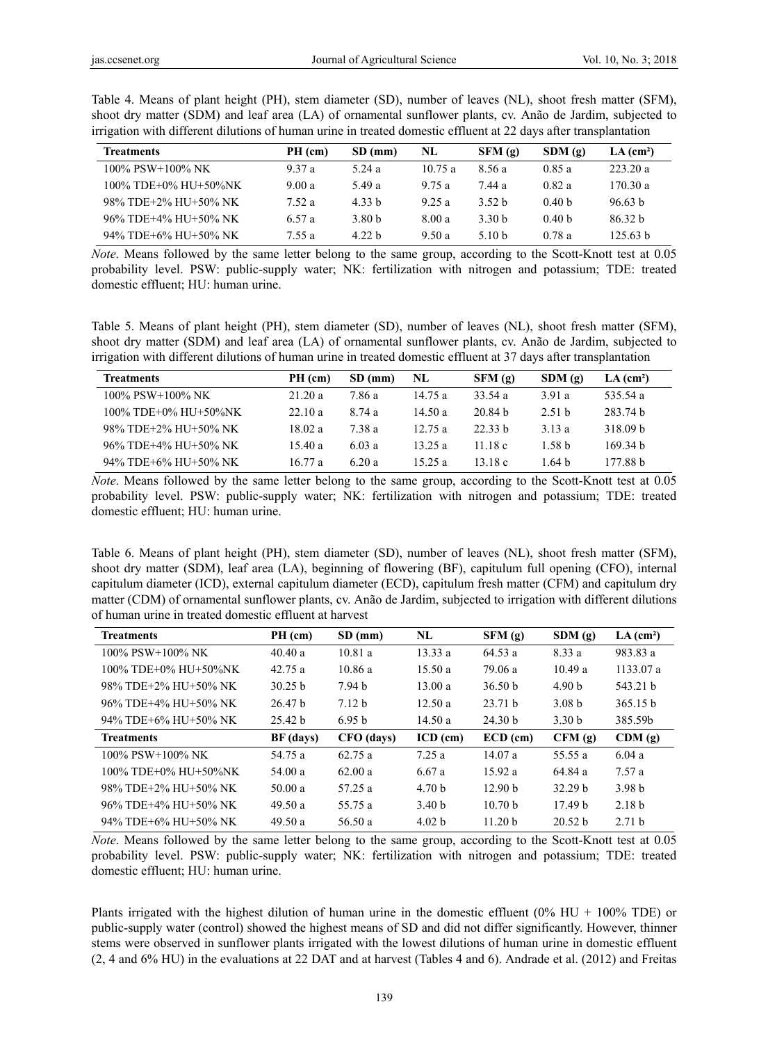Table 4. Means of plant height (PH), stem diameter (SD), number of leaves (NL), shoot fresh matter (SFM), shoot dry matter (SDM) and leaf area (LA) of ornamental sunflower plants, cv. Anão de Jardim, subjected to irrigation with different dilutions of human urine in treated domestic effluent at 22 days after transplantation

| Treatments | PH (cm) | SD (mm) | NL | SFM (g) | SDM (g) | LA (cm²) |
|---|---|---|---|---|---|---|
| 100% PSW+100% NK | 9.37 a | 5.24 a | 10.75 a | 8.56 a | 0.85 a | 223.20 a |
| 100% TDE+0% HU+50%NK | 9.00 a | 5.49 a | 9.75 a | 7.44 a | 0.82 a | 170.30 a |
| 98% TDE+2% HU+50% NK | 7.52 a | 4.33 b | 9.25 a | 3.52 b | 0.40 b | 96.63 b |
| 96% TDE+4% HU+50% NK | 6.57 a | 3.80 b | 8.00 a | 3.30 b | 0.40 b | 86.32 b |
| 94% TDE+6% HU+50% NK | 7.55 a | 4.22 b | 9.50 a | 5.10 b | 0.78 a | 125.63 b |

*Note*. Means followed by the same letter belong to the same group, according to the Scott-Knott test at 0.05 probability level. PSW: public-supply water; NK: fertilization with nitrogen and potassium; TDE: treated domestic effluent; HU: human urine.

Table 5. Means of plant height (PH), stem diameter (SD), number of leaves (NL), shoot fresh matter (SFM), shoot dry matter (SDM) and leaf area (LA) of ornamental sunflower plants, cv. Anão de Jardim, subjected to irrigation with different dilutions of human urine in treated domestic effluent at 37 days after transplantation

| Treatments | PH (cm) | SD (mm) | NL | SFM (g) | SDM (g) | LA (cm²) |
|---|---|---|---|---|---|---|
| 100% PSW+100% NK | 21.20 a | 7.86 a | 14.75 a | 33.54 a | 3.91 a | 535.54 a |
| 100% TDE+0% HU+50%NK | 22.10 a | 8.74 a | 14.50 a | 20.84 b | 2.51 b | 283.74 b |
| 98% TDE+2% HU+50% NK | 18.02 a | 7.38 a | 12.75 a | 22.33 b | 3.13 a | 318.09 b |
| 96% TDE+4% HU+50% NK | 15.40 a | 6.03 a | 13.25 a | 11.18 c | 1.58 b | 169.34 b |
| 94% TDE+6% HU+50% NK | 16.77 a | 6.20 a | 15.25 a | 13.18 c | 1.64 b | 177.88 b |

*Note*. Means followed by the same letter belong to the same group, according to the Scott-Knott test at 0.05 probability level. PSW: public-supply water; NK: fertilization with nitrogen and potassium; TDE: treated domestic effluent; HU: human urine.

Table 6. Means of plant height (PH), stem diameter (SD), number of leaves (NL), shoot fresh matter (SFM), shoot dry matter (SDM), leaf area (LA), beginning of flowering (BF), capitulum full opening (CFO), internal capitulum diameter (ICD), external capitulum diameter (ECD), capitulum fresh matter (CFM) and capitulum dry matter (CDM) of ornamental sunflower plants, cv. Anão de Jardim, subjected to irrigation with different dilutions of human urine in treated domestic effluent at harvest

| Treatments | PH (cm) | SD (mm) | NL | SFM (g) | SDM (g) | LA (cm²) |
|---|---|---|---|---|---|---|
| 100% PSW+100% NK | 40.40 a | 10.81 a | 13.33 a | 64.53 a | 8.33 a | 983.83 a |
| 100% TDE+0% HU+50%NK | 42.75 a | 10.86 a | 15.50 a | 79.06 a | 10.49 a | 1133.07 a |
| 98% TDE+2% HU+50% NK | 30.25 b | 7.94 b | 13.00 a | 36.50 b | 4.90 b | 543.21 b |
| 96% TDE+4% HU+50% NK | 26.47 b | 7.12 b | 12.50 a | 23.71 b | 3.08 b | 365.15 b |
| 94% TDE+6% HU+50% NK | 25.42 b | 6.95 b | 14.50 a | 24.30 b | 3.30 b | 385.59b |
| **Treatments** | **BF (days)** | **CFO (days)** | **ICD (cm)** | **ECD (cm)** | **CFM (g)** | **CDM (g)** |
| 100% PSW+100% NK | 54.75 a | 62.75 a | 7.25 a | 14.07 a | 55.55 a | 6.04 a |
| 100% TDE+0% HU+50%NK | 54.00 a | 62.00 a | 6.67 a | 15.92 a | 64.84 a | 7.57 a |
| 98% TDE+2% HU+50% NK | 50.00 a | 57.25 a | 4.70 b | 12.90 b | 32.29 b | 3.98 b |
| 96% TDE+4% HU+50% NK | 49.50 a | 55.75 a | 3.40 b | 10.70 b | 17.49 b | 2.18 b |
| 94% TDE+6% HU+50% NK | 49.50 a | 56.50 a | 4.02 b | 11.20 b | 20.52 b | 2.71 b |

*Note*. Means followed by the same letter belong to the same group, according to the Scott-Knott test at 0.05 probability level. PSW: public-supply water; NK: fertilization with nitrogen and potassium; TDE: treated domestic effluent; HU: human urine.

Plants irrigated with the highest dilution of human urine in the domestic effluent (0% HU + 100% TDE) or public-supply water (control) showed the highest means of SD and did not differ significantly. However, thinner stems were observed in sunflower plants irrigated with the lowest dilutions of human urine in domestic effluent (2, 4 and 6% HU) in the evaluations at 22 DAT and at harvest (Tables 4 and 6). Andrade et al. (2012) and Freitas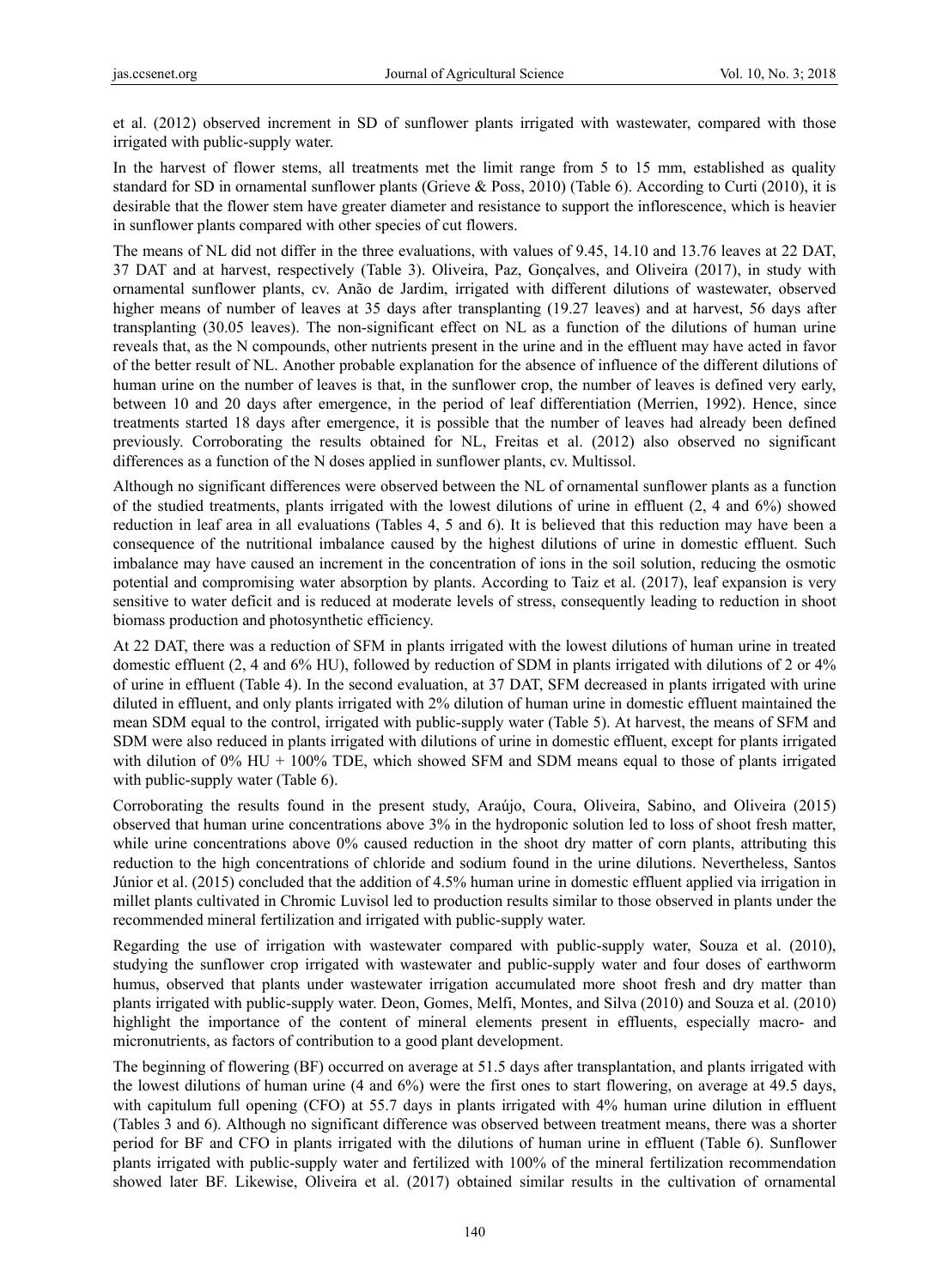et al. (2012) observed increment in SD of sunflower plants irrigated with wastewater, compared with those irrigated with public-supply water.

In the harvest of flower stems, all treatments met the limit range from 5 to 15 mm, established as quality standard for SD in ornamental sunflower plants (Grieve & Poss, 2010) (Table 6). According to Curti (2010), it is desirable that the flower stem have greater diameter and resistance to support the inflorescence, which is heavier in sunflower plants compared with other species of cut flowers.

The means of NL did not differ in the three evaluations, with values of 9.45, 14.10 and 13.76 leaves at 22 DAT, 37 DAT and at harvest, respectively (Table 3). Oliveira, Paz, Gonçalves, and Oliverira (2017), in study with ornamental sunflower plants, cv. Anão de Jardim, irrigated with different dilutions of wastewater, observed higher means of number of leaves at 35 days after transplanting (19.27 leaves) and at harvest, 56 days after transplanting (30.05 leaves). The non-significant effect on NL as a function of the dilutions of human urine reveals that, as the N compounds, other nutrients present in the urine and in the effluent may have acted in favor of the better result of NL. Another probable explanation for the absence of influence of the different dilutions of human urine on the number of leaves is that, in the sunflower crop, the number of leaves is defined very early, between 10 and 20 days after emergence, in the period of leaf differentiation (Merrien, 1992). Hence, since treatments started 18 days after emergence, it is possible that the number of leaves had already been defined previously. Corroborating the results obtained for NL, Freitas et al. (2012) also observed no significant differences as a function of the N doses applied in sunflower plants, cv. Multissol.

Although no significant differences were observed between the NL of ornamental sunflower plants as a function of the studied treatments, plants irrigated with the lowest dilutions of urine in effluent (2, 4 and 6%) showed reduction in leaf area in all evaluations (Tables 4, 5 and 6). It is believed that this reduction may have been a consequence of the nutritional imbalance caused by the highest dilutions of urine in domestic effluent. Such imbalance may have caused an increment in the concentration of ions in the soil solution, reducing the osmotic potential and compromising water absorption by plants. According to Taiz et al. (2017), leaf expansion is very sensitive to water deficit and is reduced at moderate levels of stress, consequently leading to reduction in shoot biomass production and photosynthetic efficiency.

At 22 DAT, there was a reduction of SFM in plants irrigated with the lowest dilutions of human urine in treated domestic effluent (2, 4 and 6% HU), followed by reduction of SDM in plants irrigated with dilutions of 2 or 4% of urine in effluent (Table 4). In the second evaluation, at 37 DAT, SFM decreased in plants irrigated with urine diluted in effluent, and only plants irrigated with 2% dilution of human urine in domestic effluent maintained the mean SDM equal to the control, irrigated with public-supply water (Table 5). At harvest, the means of SFM and SDM were also reduced in plants irrigated with dilutions of urine in domestic effluent, except for plants irrigated with dilution of 0% HU + 100% TDE, which showed SFM and SDM means equal to those of plants irrigated with public-supply water (Table 6).

Corroborating the results found in the present study, Araújo, Coura, Oliveira, Sabino, and Oliveira (2015) observed that human urine concentrations above 3% in the hydroponic solution led to loss of shoot fresh matter, while urine concentrations above 0% caused reduction in the shoot dry matter of corn plants, attributing this reduction to the high concentrations of chloride and sodium found in the urine dilutions. Nevertheless, Santos Júnior et al. (2015) concluded that the addition of 4.5% human urine in domestic effluent applied via irrigation in millet plants cultivated in Chromic Luvisol led to production results similar to those observed in plants under the recommended mineral fertilization and irrigated with public-supply water.

Regarding the use of irrigation with wastewater compared with public-supply water, Souza et al. (2010), studying the sunflower crop irrigated with wastewater and public-supply water and four doses of earthworm humus, observed that plants under wastewater irrigation accumulated more shoot fresh and dry matter than plants irrigated with public-supply water. Deon, Gomes, Melfi, Montes, and Silva (2010) and Souza et al. (2010) highlight the importance of the content of mineral elements present in effluents, especially macro- and micronutrients, as factors of contribution to a good plant development.

The beginning of flowering (BF) occurred on average at 51.5 days after transplantation, and plants irrigated with the lowest dilutions of human urine (4 and 6%) were the first ones to start flowering, on average at 49.5 days, with capitulum full opening (CFO) at 55.7 days in plants irrigated with 4% human urine dilution in effluent (Tables 3 and 6). Although no significant difference was observed between treatment means, there was a shorter period for BF and CFO in plants irrigated with the dilutions of human urine in effluent (Table 6). Sunflower plants irrigated with public-supply water and fertilized with 100% of the mineral fertilization recommendation showed later BF. Likewise, Oliveira et al. (2017) obtained similar results in the cultivation of ornamental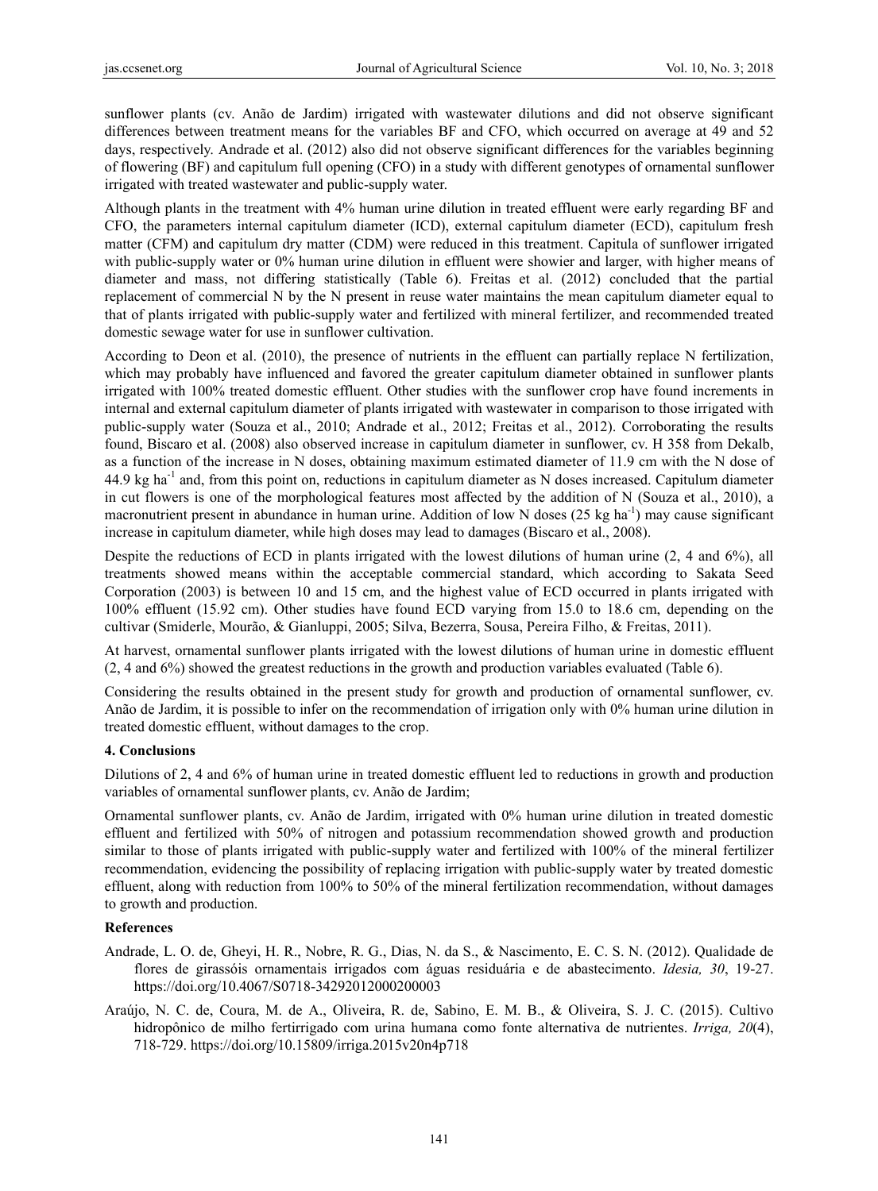sunflower plants (cv. Anão de Jardim) irrigated with wastewater dilutions and did not observe significant differences between treatment means for the variables BF and CFO, which occurred on average at 49 and 52 days, respectively. Andrade et al. (2012) also did not observe significant differences for the variables beginning of flowering (BF) and capitulum full opening (CFO) in a study with different genotypes of ornamental sunflower irrigated with treated wastewater and public-supply water.

Although plants in the treatment with 4% human urine dilution in treated effluent were early regarding BF and CFO, the parameters internal capitulum diameter (ICD), external capitulum diameter (ECD), capitulum fresh matter (CFM) and capitulum dry matter (CDM) were reduced in this treatment. Capitula of sunflower irrigated with public-supply water or 0% human urine dilution in effluent were showier and larger, with higher means of diameter and mass, not differing statistically (Table 6). Freitas et al. (2012) concluded that the partial replacement of commercial N by the N present in reuse water maintains the mean capitulum diameter equal to that of plants irrigated with public-supply water and fertilized with mineral fertilizer, and recommended treated domestic sewage water for use in sunflower cultivation.

According to Deon et al. (2010), the presence of nutrients in the effluent can partially replace N fertilization, which may probably have influenced and favored the greater capitulum diameter obtained in sunflower plants irrigated with 100% treated domestic effluent. Other studies with the sunflower crop have found increments in internal and external capitulum diameter of plants irrigated with wastewater in comparison to those irrigated with public-supply water (Souza et al., 2010; Andrade et al., 2012; Freitas et al., 2012). Corroborating the results found, Biscaro et al. (2008) also observed increase in capitulum diameter in sunflower, cv. H 358 from Dekalb, as a function of the increase in N doses, obtaining maximum estimated diameter of 11.9 cm with the N dose of 44.9 kg ha$^{-1}$ and, from this point on, reductions in capitulum diameter as N doses increased. Capitulum diameter in cut flowers is one of the morphological features most affected by the addition of N (Souza et al., 2010), a macronutrient present in abundance in human urine. Addition of low N doses (25 kg ha$^{-1}$) may cause significant increase in capitulum diameter, while high doses may lead to damages (Biscaro et al., 2008).

Despite the reductions of ECD in plants irrigated with the lowest dilutions of human urine (2, 4 and 6%), all treatments showed means within the acceptable commercial standard, which according to Sakata Seed Corporation (2003) is between 10 and 15 cm, and the highest value of ECD occurred in plants irrigated with 100% effluent (15.92 cm). Other studies have found ECD varying from 15.0 to 18.6 cm, depending on the cultivar (Smiderle, Mourão, & Gianluppi, 2005; Silva, Bezerra, Sousa, Pereira Filho, & Freitas, 2011).

At harvest, ornamental sunflower plants irrigated with the lowest dilutions of human urine in domestic effluent (2, 4 and 6%) showed the greatest reductions in the growth and production variables evaluated (Table 6).

Considering the results obtained in the present study for growth and production of ornamental sunflower, cv. Anão de Jardim, it is possible to infer on the recommendation of irrigation only with 0% human urine dilution in treated domestic effluent, without damages to the crop.

## 4. Conclusions

Dilutions of 2, 4 and 6% of human urine in treated domestic effluent led to reductions in growth and production variables of ornamental sunflower plants, cv. Anão de Jardim;

Ornamental sunflower plants, cv. Anão de Jardim, irrigated with 0% human urine dilution in treated domestic effluent and fertilized with 50% of nitrogen and potassium recommendation showed growth and production similar to those of plants irrigated with public-supply water and fertilized with 100% of the mineral fertilizer recommendation, evidencing the possibility of replacing irrigation with public-supply water by treated domestic effluent, along with reduction from 100% to 50% of the mineral fertilization recommendation, without damages to growth and production.

## References

Andrade, L. O. de, Gheyi, H. R., Nobre, R. G., Dias, N. da S., & Nascimento, E. C. S. N. (2012). Qualidade de flores de girassóis ornamentais irrigados com águas residuária e de abastecimento. *Idesia, 30*, 19-27. https://doi.org/10.4067/S0718-34292012000200003

Araújo, N. C. de, Coura, M. de A., Oliveira, R. de, Sabino, E. M. B., & Oliveira, S. J. C. (2015). Cultivo hidropônico de milho fertirrigado com urina humana como fonte alternativa de nutrientes. *Irriga, 20*(4), 718-729. https://doi.org/10.15809/irriga.2015v20n4p718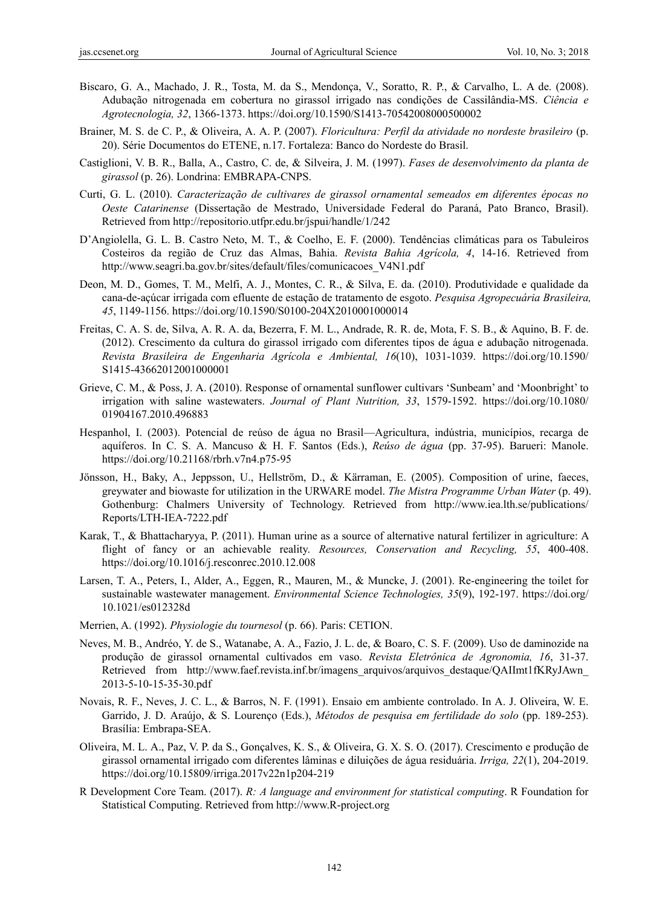Biscaro, G. A., Machado, J. R., Tosta, M. da S., Mendonça, V., Soratto, R. P., & Carvalho, L. A de. (2008). Adubação nitrogenada em cobertura no girassol irrigado nas condições de Cassilândia-MS. *Ciência e Agrotecnologia, 32*, 1366-1373. https://doi.org/10.1590/S1413-70542008000500002

Brainer, M. S. de C. P., & Oliveira, A. A. P. (2007). *Floricultura: Perfil da atividade no nordeste brasileiro* (p. 20). Série Documentos do ETENE, n.17. Fortaleza: Banco do Nordeste do Brasil.

Castiglioni, V. B. R., Balla, A., Castro, C. de, & Silveira, J. M. (1997). *Fases de desenvolvimento da planta de girassol* (p. 26). Londrina: EMBRAPA-CNPS.

Curti, G. L. (2010). *Caracterização de cultivares de girassol ornamental semeados em diferentes épocas no Oeste Catarinense* (Dissertação de Mestrado, Universidade Federal do Paraná, Pato Branco, Brasil). Retrieved from http://repositorio.utfpr.edu.br/jspui/handle/1/242

D'Angiolella, G. L. B. Castro Neto, M. T., & Coelho, E. F. (2000). Tendências climáticas para os Tabuleiros Costeiros da região de Cruz das Almas, Bahia. *Revista Bahia Agrícola, 4*, 14-16. Retrieved from http://www.seagri.ba.gov.br/sites/default/files/comunicacoes_V4N1.pdf

Deon, M. D., Gomes, T. M., Melfi, A. J., Montes, C. R., & Silva, E. da. (2010). Produtividade e qualidade da cana-de-açúcar irrigada com efluente de estação de tratamento de esgoto. *Pesquisa Agropecuária Brasileira, 45*, 1149-1156. https://doi.org/10.1590/S0100-204X2010001000014

Freitas, C. A. S. de, Silva, A. R. A. da, Bezerra, F. M. L., Andrade, R. R. de, Mota, F. S. B., & Aquino, B. F. de. (2012). Crescimento da cultura do girassol irrigado com diferentes tipos de água e adubação nitrogenada. *Revista Brasileira de Engenharia Agrícola e Ambiental, 16*(10), 1031-1039. https://doi.org/10.1590/S1415-43662012001000001

Grieve, C. M., & Poss, J. A. (2010). Response of ornamental sunflower cultivars 'Sunbeam' and 'Moonbright' to irrigation with saline wastewaters. *Journal of Plant Nutrition, 33*, 1579-1592. https://doi.org/10.1080/01904167.2010.496883

Hespanhol, I. (2003). Potencial de reúso de água no Brasil—Agricultura, indústria, municípios, recarga de aquíferos. In C. S. A. Mancuso & H. F. Santos (Eds.), *Reúso de água* (pp. 37-95). Barueri: Manole. https://doi.org/10.21168/rbrh.v7n4.p75-95

Jönsson, H., Baky, A., Jeppsson, U., Hellström, D., & Kärraman, E. (2005). Composition of urine, faeces, greywater and biowaste for utilization in the URWARE model. *The Mistra Programme Urban Water* (p. 49). Gothenburg: Chalmers University of Technology. Retrieved from http://www.iea.lth.se/publications/Reports/LTH-IEA-7222.pdf

Karak, T., & Bhattacharyya, P. (2011). Human urine as a source of alternative natural fertilizer in agriculture: A flight of fancy or an achievable reality. *Resources, Conservation and Recycling, 55*, 400-408. https://doi.org/10.1016/j.resconrec.2010.12.008

Larsen, T. A., Peters, I., Alder, A., Eggen, R., Mauren, M., & Muncke, J. (2001). Re-engineering the toilet for sustainable wastewater management. *Environmental Science Technologies, 35*(9), 192-197. https://doi.org/10.1021/es012328d

Merrien, A. (1992). *Physiologie du tournesol* (p. 66). Paris: CETION.

Neves, M. B., Andréo, Y. de S., Watanabe, A. A., Fazio, J. L. de, & Boaro, C. S. F. (2009). Uso de daminozide na produção de girassol ornamental cultivados em vaso. *Revista Eletrônica de Agronomia, 16*, 31-37. Retrieved from http://www.faef.revista.inf.br/imagens_arquivos/arquivos_destaque/QAIImt1fKRyJAwn_2013-5-10-15-35-30.pdf

Novais, R. F., Neves, J. C. L., & Barros, N. F. (1991). Ensaio em ambiente controlado. In A. J. Oliveira, W. E. Garrido, J. D. Araújo, & S. Lourenço (Eds.), *Métodos de pesquisa em fertilidade do solo* (pp. 189-253). Brasília: Embrapa-SEA.

Oliveira, M. L. A., Paz, V. P. da S., Gonçalves, K. S., & Oliveira, G. X. S. O. (2017). Crescimento e produção de girassol ornamental irrigado com diferentes lâminas e diluições de água residuária. *Irriga, 22*(1), 204-2019. https://doi.org/10.15809/irriga.2017v22n1p204-219

R Development Core Team. (2017). *R: A language and environment for statistical computing*. R Foundation for Statistical Computing. Retrieved from http://www.R-project.org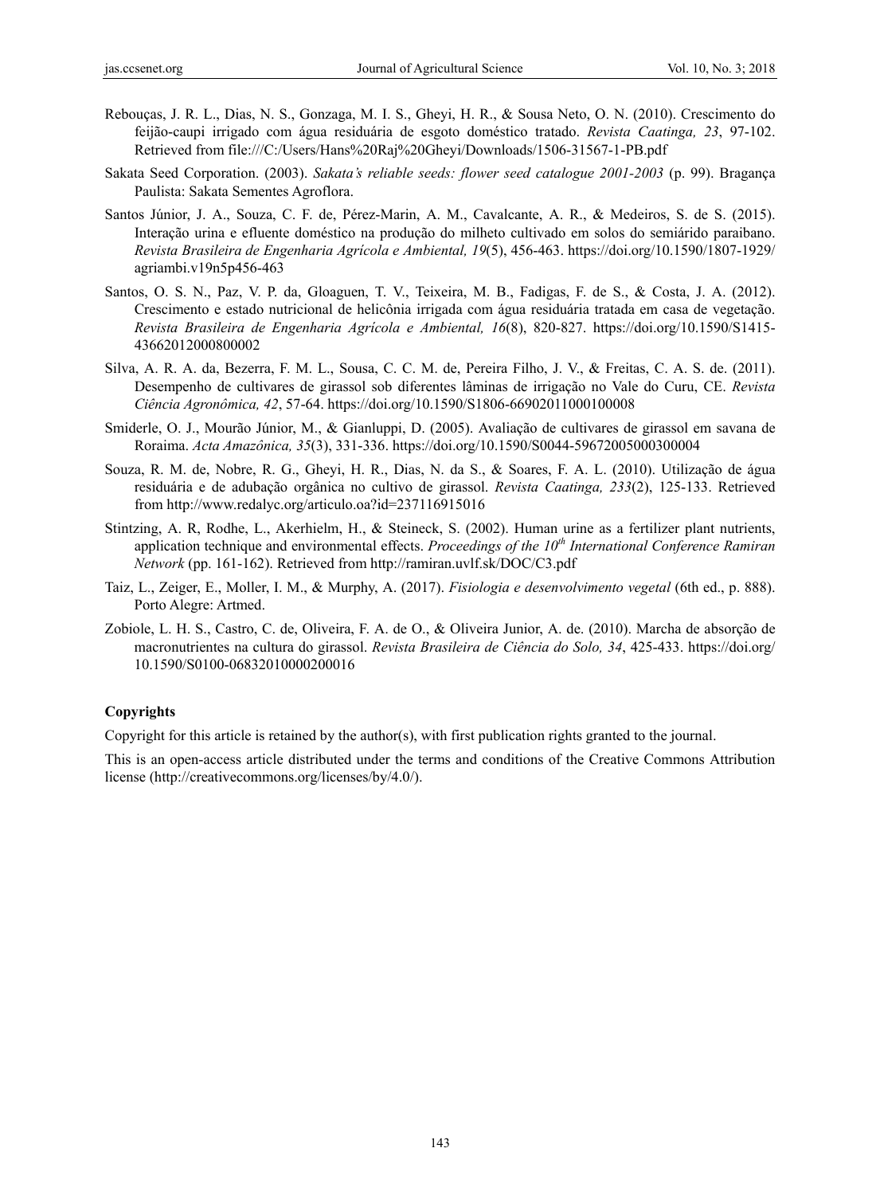Rebouças, J. R. L., Dias, N. S., Gonzaga, M. I. S., Gheyi, H. R., & Sousa Neto, O. N. (2010). Crescimento do feijão-caupi irrigado com água residuária de esgoto doméstico tratado. *Revista Caatinga, 23*, 97-102. Retrieved from file:///C:/Users/Hans%20Raj%20Gheyi/Downloads/1506-31567-1-PB.pdf

Sakata Seed Corporation. (2003). *Sakata's reliable seeds: flower seed catalogue 2001-2003* (p. 99). Bragança Paulista: Sakata Sementes Agroflora.

Santos Júnior, J. A., Souza, C. F. de, Pérez-Marin, A. M., Cavalcante, A. R., & Medeiros, S. de S. (2015). Interação urina e efluente doméstico na produção do milheto cultivado em solos do semiárido paraibano. *Revista Brasileira de Engenharia Agrícola e Ambiental, 19*(5), 456-463. https://doi.org/10.1590/1807-1929/agriambi.v19n5p456-463

Santos, O. S. N., Paz, V. P. da, Gloaguen, T. V., Teixeira, M. B., Fadigas, F. de S., & Costa, J. A. (2012). Crescimento e estado nutricional de helicônia irrigada com água residuária tratada em casa de vegetação. *Revista Brasileira de Engenharia Agrícola e Ambiental, 16*(8), 820-827. https://doi.org/10.1590/S1415-43662012000800002

Silva, A. R. A. da, Bezerra, F. M. L., Sousa, C. C. M. de, Pereira Filho, J. V., & Freitas, C. A. S. de. (2011). Desempenho de cultivares de girassol sob diferentes lâminas de irrigação no Vale do Curu, CE. *Revista Ciência Agronômica, 42*, 57-64. https://doi.org/10.1590/S1806-66902011000100008

Smiderle, O. J., Mourão Júnior, M., & Gianluppi, D. (2005). Avaliação de cultivares de girassol em savana de Roraima. *Acta Amazônica, 35*(3), 331-336. https://doi.org/10.1590/S0044-59672005000300004

Souza, R. M. de, Nobre, R. G., Gheyi, H. R., Dias, N. da S., & Soares, F. A. L. (2010). Utilização de água residuária e de adubação orgânica no cultivo de girassol. *Revista Caatinga, 233*(2), 125-133. Retrieved from http://www.redalyc.org/articulo.oa?id=237116915016

Stintzing, A. R, Rodhe, L., Akerhielm, H., & Steineck, S. (2002). Human urine as a fertilizer plant nutrients, application technique and environmental effects. *Proceedings of the 10th International Conference Ramiran Network* (pp. 161-162). Retrieved from http://ramiran.uvlf.sk/DOC/C3.pdf

Taiz, L., Zeiger, E., Moller, I. M., & Murphy, A. (2017). *Fisiologia e desenvolvimento vegetal* (6th ed., p. 888). Porto Alegre: Artmed.

Zobiole, L. H. S., Castro, C. de, Oliveira, F. A. de O., & Oliveira Junior, A. de. (2010). Marcha de absorção de macronutrientes na cultura do girassol. *Revista Brasileira de Ciência do Solo, 34*, 425-433. https://doi.org/10.1590/S0100-06832010000200016

**Copyrights**

Copyright for this article is retained by the author(s), with first publication rights granted to the journal.

This is an open-access article distributed under the terms and conditions of the Creative Commons Attribution license (http://creativecommons.org/licenses/by/4.0/).